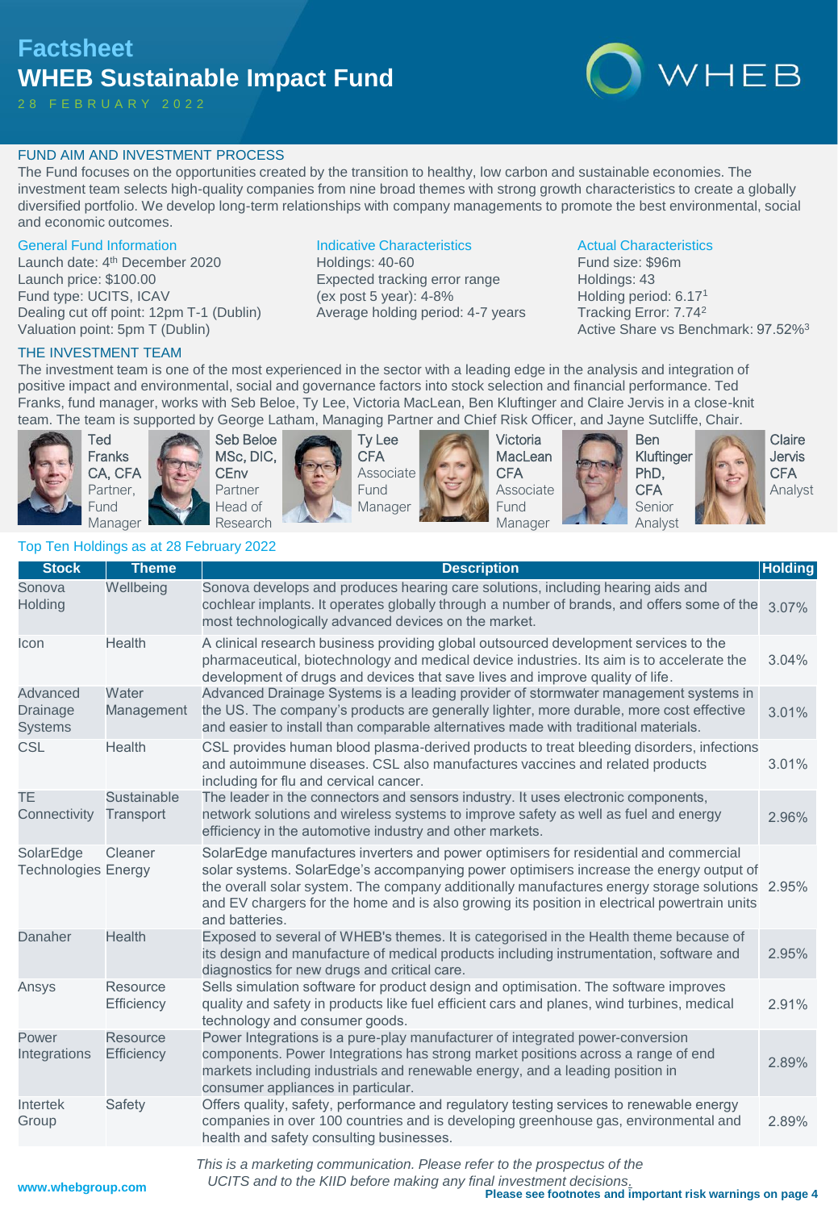# Factsheet
# WHEB Sustainable Impact Fund

28 FEBRUARY 2022

WHEB

## FUND AIM AND INVESTMENT PROCESS

The Fund focuses on the opportunities created by the transition to healthy, low carbon and sustainable economies. The investment team selects high-quality companies from nine broad themes with strong growth characteristics to create a globally diversified portfolio. We develop long-term relationships with company managements to promote the best environmental, social and economic outcomes.

### General Fund Information

Launch date: 4th December 2020
Launch price: $100.00
Fund type: UCITS, ICAV
Dealing cut off point: 12pm T-1 (Dublin)
Valuation point: 5pm T (Dublin)

### Indicative Characteristics

Holdings: 40-60
Expected tracking error range (ex post 5 year): 4-8%
Average holding period: 4-7 years

### Actual Characteristics

Fund size: $96m
Holdings: 43
Holding period: 6.17[1]
Tracking Error: 7.74[2]
Active Share vs Benchmark: 97.52%[3]

## THE INVESTMENT TEAM

The investment team is one of the most experienced in the sector with a leading edge in the analysis and integration of positive impact and environmental, social and governance factors into stock selection and financial performance. Ted Franks, fund manager, works with Seb Beloe, Ty Lee, Victoria MacLean, Ben Kluftinger and Claire Jervis in a close-knit team. The team is supported by George Latham, Managing Partner and Chief Risk Officer, and Jayne Sutcliffe, Chair.

- Ted Franks CA, CFA — Partner, Fund Manager
- Seb Beloe MSc, DIC, CEnv — Partner, Head of Research
- Ty Lee CFA — Associate Fund Manager
- Victoria MacLean CFA — Associate Fund Manager
- Ben Kluftinger PhD, CFA — Senior Analyst
- Claire Jervis CFA — Analyst

### Top Ten Holdings as at 28 February 2022

| Stock | Theme | Description | Holding |
|---|---|---|---|
| Sonova Holding | Wellbeing | Sonova develops and produces hearing care solutions, including hearing aids and cochlear implants. It operates globally through a number of brands, and offers some of the most technologically advanced devices on the market. | 3.07% |
| Icon | Health | A clinical research business providing global outsourced development services to the pharmaceutical, biotechnology and medical device industries. Its aim is to accelerate the development of drugs and devices that save lives and improve quality of life. | 3.04% |
| Advanced Drainage Systems | Water Management | Advanced Drainage Systems is a leading provider of stormwater management systems in the US. The company's products are generally lighter, more durable, more cost effective and easier to install than comparable alternatives made with traditional materials. | 3.01% |
| CSL | Health | CSL provides human blood plasma-derived products to treat bleeding disorders, infections and autoimmune diseases. CSL also manufactures vaccines and related products including for flu and cervical cancer. | 3.01% |
| TE Connectivity | Sustainable Transport | The leader in the connectors and sensors industry. It uses electronic components, network solutions and wireless systems to improve safety as well as fuel and energy efficiency in the automotive industry and other markets. | 2.96% |
| SolarEdge Technologies | Cleaner Energy | SolarEdge manufactures inverters and power optimisers for residential and commercial solar systems. SolarEdge's accompanying power optimisers increase the energy output of the overall solar system. The company additionally manufactures energy storage solutions and EV chargers for the home and is also growing its position in electrical powertrain units and batteries. | 2.95% |
| Danaher | Health | Exposed to several of WHEB's themes. It is categorised in the Health theme because of its design and manufacture of medical products including instrumentation, software and diagnostics for new drugs and critical care. | 2.95% |
| Ansys | Resource Efficiency | Sells simulation software for product design and optimisation. The software improves quality and safety in products like fuel efficient cars and planes, wind turbines, medical technology and consumer goods. | 2.91% |
| Power Integrations | Resource Efficiency | Power Integrations is a pure-play manufacturer of integrated power-conversion components. Power Integrations has strong market positions across a range of end markets including industrials and renewable energy, and a leading position in consumer appliances in particular. | 2.89% |
| Intertek Group | Safety | Offers quality, safety, performance and regulatory testing services to renewable energy companies in over 100 countries and is developing greenhouse gas, environmental and health and safety consulting businesses. | 2.89% |

*This is a marketing communication. Please refer to the prospectus of the UCITS and to the KIID before making any final investment decisions.*

www.whebgroup.com

**Please see footnotes and important risk warnings on page 4**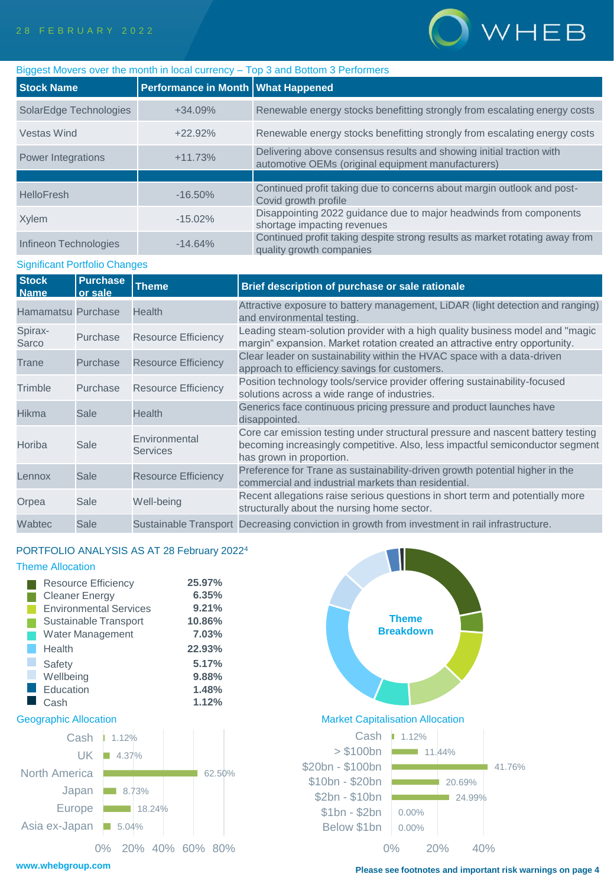## Biggest Movers over the month in local currency – Top 3 and Bottom 3 Performers

| Stock Name | Performance in Month | What Happened |
|---|---|---|
| SolarEdge Technologies | +34.09% | Renewable energy stocks benefitting strongly from escalating energy costs |
| Vestas Wind | +22.92% | Renewable energy stocks benefitting strongly from escalating energy costs |
| Power Integrations | +11.73% | Delivering above consensus results and showing initial traction with automotive OEMs (original equipment manufacturers) |
| | | |
| HelloFresh | -16.50% | Continued profit taking due to concerns about margin outlook and post-Covid growth profile |
| Xylem | -15.02% | Disappointing 2022 guidance due to major headwinds from components shortage impacting revenues |
| Infineon Technologies | -14.64% | Continued profit taking despite strong results as market rotating away from quality growth companies |

## Significant Portfolio Changes

| Stock Name | Purchase or sale | Theme | Brief description of purchase or sale rationale |
|---|---|---|---|
| Hamamatsu | Purchase | Health | Attractive exposure to battery management, LiDAR (light detection and ranging) and environmental testing. |
| Spirax-Sarco | Purchase | Resource Efficiency | Leading steam-solution provider with a high quality business model and "magic margin" expansion. Market rotation created an attractive entry opportunity. |
| Trane | Purchase | Resource Efficiency | Clear leader on sustainability within the HVAC space with a data-driven approach to efficiency savings for customers. |
| Trimble | Purchase | Resource Efficiency | Position technology tools/service provider offering sustainability-focused solutions across a wide range of industries. |
| Hikma | Sale | Health | Generics face continuous pricing pressure and product launches have disappointed. |
| Horiba | Sale | Environmental Services | Core car emission testing under structural pressure and nascent battery testing becoming increasingly competitive. Also, less impactful semiconductor segment has grown in proportion. |
| Lennox | Sale | Resource Efficiency | Preference for Trane as sustainability-driven growth potential higher in the commercial and industrial markets than residential. |
| Orpea | Sale | Well-being | Recent allegations raise serious questions in short term and potentially more structurally about the nursing home sector. |
| Wabtec | Sale | Sustainable Transport | Decreasing conviction in growth from investment in rail infrastructure. |

## PORTFOLIO ANALYSIS AS AT 28 February 2022[4]

### Theme Allocation

| Theme | Allocation |
|---|---|
| Resource Efficiency | 25.97% |
| Cleaner Energy | 6.35% |
| Environmental Services | 9.21% |
| Sustainable Transport | 10.86% |
| Water Management | 7.03% |
| Health | 22.93% |
| Safety | 5.17% |
| Wellbeing | 9.88% |
| Education | 1.48% |
| Cash | 1.12% |

Theme Breakdown

### Geographic Allocation

| Region | Allocation |
|---|---|
| Cash | 1.12% |
| UK | 4.37% |
| North America | 62.50% |
| Japan | 8.73% |
| Europe | 18.24% |
| Asia ex-Japan | 5.04% |

### Market Capitalisation Allocation

| Market Cap | Allocation |
|---|---|
| Cash | 1.12% |
| > $100bn | 11.44% |
| $20bn - $100bn | 41.76% |
| $10bn - $20bn | 20.69% |
| $2bn - $10bn | 24.99% |
| $1bn - $2bn | 0.00% |
| Below $1bn | 0.00% |

www.whebgroup.com

**Please see footnotes and important risk warnings on page 4**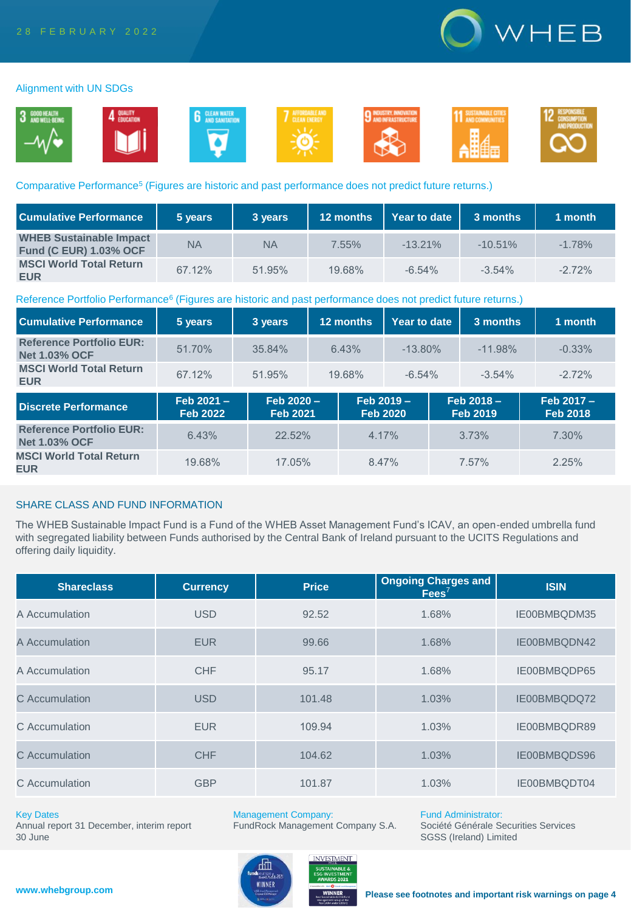28 FEBRUARY 2022

## Alignment with UN SDGs

3 GOOD HEALTH AND WELL-BEING · 4 QUALITY EDUCATION · 6 CLEAN WATER AND SANITATION · 7 AFFORDABLE AND CLEAN ENERGY · 9 INDUSTRY, INNOVATION AND INFRASTRUCTURE · 11 SUSTAINABLE CITIES AND COMMUNITIES · 12 RESPONSIBLE CONSUMPTION AND PRODUCTION

## Comparative Performance[5] (Figures are historic and past performance does not predict future returns.)

| Cumulative Performance | 5 years | 3 years | 12 months | Year to date | 3 months | 1 month |
|---|---|---|---|---|---|---|
| **WHEB Sustainable Impact Fund (C EUR) 1.03% OCF** | NA | NA | 7.55% | -13.21% | -10.51% | -1.78% |
| **MSCI World Total Return EUR** | 67.12% | 51.95% | 19.68% | -6.54% | -3.54% | -2.72% |

## Reference Portfolio Performance[6] (Figures are historic and past performance does not predict future returns.)

| Cumulative Performance | 5 years | 3 years | 12 months | Year to date | 3 months | 1 month |
|---|---|---|---|---|---|---|
| **Reference Portfolio EUR: Net 1.03% OCF** | 51.70% | 35.84% | 6.43% | -13.80% | -11.98% | -0.33% |
| **MSCI World Total Return EUR** | 67.12% | 51.95% | 19.68% | -6.54% | -3.54% | -2.72% |

| Discrete Performance | Feb 2021 – Feb 2022 | Feb 2020 – Feb 2021 | Feb 2019 – Feb 2020 | Feb 2018 – Feb 2019 | Feb 2017 – Feb 2018 |
|---|---|---|---|---|---|
| **Reference Portfolio EUR: Net 1.03% OCF** | 6.43% | 22.52% | 4.17% | 3.73% | 7.30% |
| **MSCI World Total Return EUR** | 19.68% | 17.05% | 8.47% | 7.57% | 2.25% |

## SHARE CLASS AND FUND INFORMATION

The WHEB Sustainable Impact Fund is a Fund of the WHEB Asset Management Fund's ICAV, an open-ended umbrella fund with segregated liability between Funds authorised by the Central Bank of Ireland pursuant to the UCITS Regulations and offering daily liquidity.

| Shareclass | Currency | Price | Ongoing Charges and Fees[7] | ISIN |
|---|---|---|---|---|
| A Accumulation | USD | 92.52 | 1.68% | IE00BMBQDM35 |
| A Accumulation | EUR | 99.66 | 1.68% | IE00BMBQDN42 |
| A Accumulation | CHF | 95.17 | 1.68% | IE00BMBQDP65 |
| C Accumulation | USD | 101.48 | 1.03% | IE00BMBQDQ72 |
| C Accumulation | EUR | 109.94 | 1.03% | IE00BMBQDR89 |
| C Accumulation | CHF | 104.62 | 1.03% | IE00BMBQDS96 |
| C Accumulation | GBP | 101.87 | 1.03% | IE00BMBQDT04 |

**Key Dates**
Annual report 31 December, interim report 30 June

**Management Company:**
FundRock Management Company S.A.

**Fund Administrator:**
Société Générale Securities Services SGSS (Ireland) Limited

www.whebgroup.com

**Please see footnotes and important risk warnings on page 4**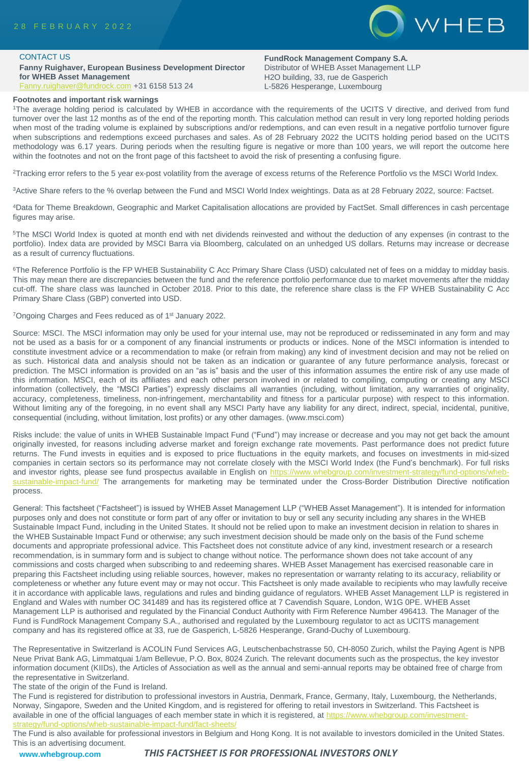28 FEBRUARY 2022

WHEB

CONTACT US

**Fanny Ruighaver, European Business Development Director for WHEB Asset Management**
Fanny.ruighaver@fundrock.com +31 6158 513 24

**FundRock Management Company S.A.**
Distributor of WHEB Asset Management LLP
H2O building, 33, rue de Gasperich
L-5826 Hesperange, Luxembourg

**Footnotes and important risk warnings**

[1]The average holding period is calculated by WHEB in accordance with the requirements of the UCITS V directive, and derived from fund turnover over the last 12 months as of the end of the reporting month. This calculation method can result in very long reported holding periods when most of the trading volume is explained by subscriptions and/or redemptions, and can even result in a negative portfolio turnover figure when subscriptions and redemptions exceed purchases and sales. As of 28 February 2022 the UCITS holding period based on the UCITS methodology was 6.17 years. During periods when the resulting figure is negative or more than 100 years, we will report the outcome here within the footnotes and not on the front page of this factsheet to avoid the risk of presenting a confusing figure.

[2]Tracking error refers to the 5 year ex-post volatility from the average of excess returns of the Reference Portfolio vs the MSCI World Index.

[3]Active Share refers to the % overlap between the Fund and MSCI World Index weightings. Data as at 28 February 2022, source: Factset.

[4]Data for Theme Breakdown, Geographic and Market Capitalisation allocations are provided by FactSet. Small differences in cash percentage figures may arise.

[5]The MSCI World Index is quoted at month end with net dividends reinvested and without the deduction of any expenses (in contrast to the portfolio). Index data are provided by MSCI Barra via Bloomberg, calculated on an unhedged US dollars. Returns may increase or decrease as a result of currency fluctuations.

[6]The Reference Portfolio is the FP WHEB Sustainability C Acc Primary Share Class (USD) calculated net of fees on a midday to midday basis. This may mean there are discrepancies between the fund and the reference portfolio performance due to market movements after the midday cut-off. The share class was launched in October 2018. Prior to this date, the reference share class is the FP WHEB Sustainability C Acc Primary Share Class (GBP) converted into USD.

[7]Ongoing Charges and Fees reduced as of 1st January 2022.

Source: MSCI. The MSCI information may only be used for your internal use, may not be reproduced or redisseminated in any form and may not be used as a basis for or a component of any financial instruments or products or indices. None of the MSCI information is intended to constitute investment advice or a recommendation to make (or refrain from making) any kind of investment decision and may not be relied on as such. Historical data and analysis should not be taken as an indication or guarantee of any future performance analysis, forecast or prediction. The MSCI information is provided on an "as is" basis and the user of this information assumes the entire risk of any use made of this information. MSCI, each of its affiliates and each other person involved in or related to compiling, computing or creating any MSCI information (collectively, the "MSCI Parties") expressly disclaims all warranties (including, without limitation, any warranties of originality, accuracy, completeness, timeliness, non-infringement, merchantability and fitness for a particular purpose) with respect to this information. Without limiting any of the foregoing, in no event shall any MSCI Party have any liability for any direct, indirect, special, incidental, punitive, consequential (including, without limitation, lost profits) or any other damages. (www.msci.com)

Risks include: the value of units in WHEB Sustainable Impact Fund ("Fund") may increase or decrease and you may not get back the amount originally invested, for reasons including adverse market and foreign exchange rate movements. Past performance does not predict future returns. The Fund invests in equities and is exposed to price fluctuations in the equity markets, and focuses on investments in mid-sized companies in certain sectors so its performance may not correlate closely with the MSCI World Index (the Fund's benchmark). For full risks and investor rights, please see fund prospectus available in English on https://www.whebgroup.com/investment-strategy/fund-options/wheb-sustainable-impact-fund/ The arrangements for marketing may be terminated under the Cross-Border Distribution Directive notification process.

General: This factsheet ("Factsheet") is issued by WHEB Asset Management LLP ("WHEB Asset Management"). It is intended for information purposes only and does not constitute or form part of any offer or invitation to buy or sell any security including any shares in the WHEB Sustainable Impact Fund, including in the United States. It should not be relied upon to make an investment decision in relation to shares in the WHEB Sustainable Impact Fund or otherwise; any such investment decision should be made only on the basis of the Fund scheme documents and appropriate professional advice. This Factsheet does not constitute advice of any kind, investment research or a research recommendation, is in summary form and is subject to change without notice. The performance shown does not take account of any commissions and costs charged when subscribing to and redeeming shares. WHEB Asset Management has exercised reasonable care in preparing this Factsheet including using reliable sources, however, makes no representation or warranty relating to its accuracy, reliability or completeness or whether any future event may or may not occur. This Factsheet is only made available to recipients who may lawfully receive it in accordance with applicable laws, regulations and rules and binding guidance of regulators. WHEB Asset Management LLP is registered in England and Wales with number OC 341489 and has its registered office at 7 Cavendish Square, London, W1G 0PE. WHEB Asset Management LLP is authorised and regulated by the Financial Conduct Authority with Firm Reference Number 496413. The Manager of the Fund is FundRock Management Company S.A., authorised and regulated by the Luxembourg regulator to act as UCITS management company and has its registered office at 33, rue de Gasperich, L-5826 Hesperange, Grand-Duchy of Luxembourg.

The Representative in Switzerland is ACOLIN Fund Services AG, Leutschenbachstrasse 50, CH-8050 Zurich, whilst the Paying Agent is NPB Neue Privat Bank AG, Limmatquai 1/am Bellevue, P.O. Box, 8024 Zurich. The relevant documents such as the prospectus, the key investor information document (KIIDs), the Articles of Association as well as the annual and semi-annual reports may be obtained free of charge from the representative in Switzerland.
The state of the origin of the Fund is Ireland.
The Fund is registered for distribution to professional investors in Austria, Denmark, France, Germany, Italy, Luxembourg, the Netherlands, Norway, Singapore, Sweden and the United Kingdom, and is registered for offering to retail investors in Switzerland. This Factsheet is available in one of the official languages of each member state in which it is registered, at https://www.whebgroup.com/investment-strategy/fund-options/wheb-sustainable-impact-fund/fact-sheets/
The Fund is also available for professional investors in Belgium and Hong Kong. It is not available to investors domiciled in the United States. This is an advertising document.

**www.whebgroup.com** ***THIS FACTSHEET IS FOR PROFESSIONAL INVESTORS ONLY***